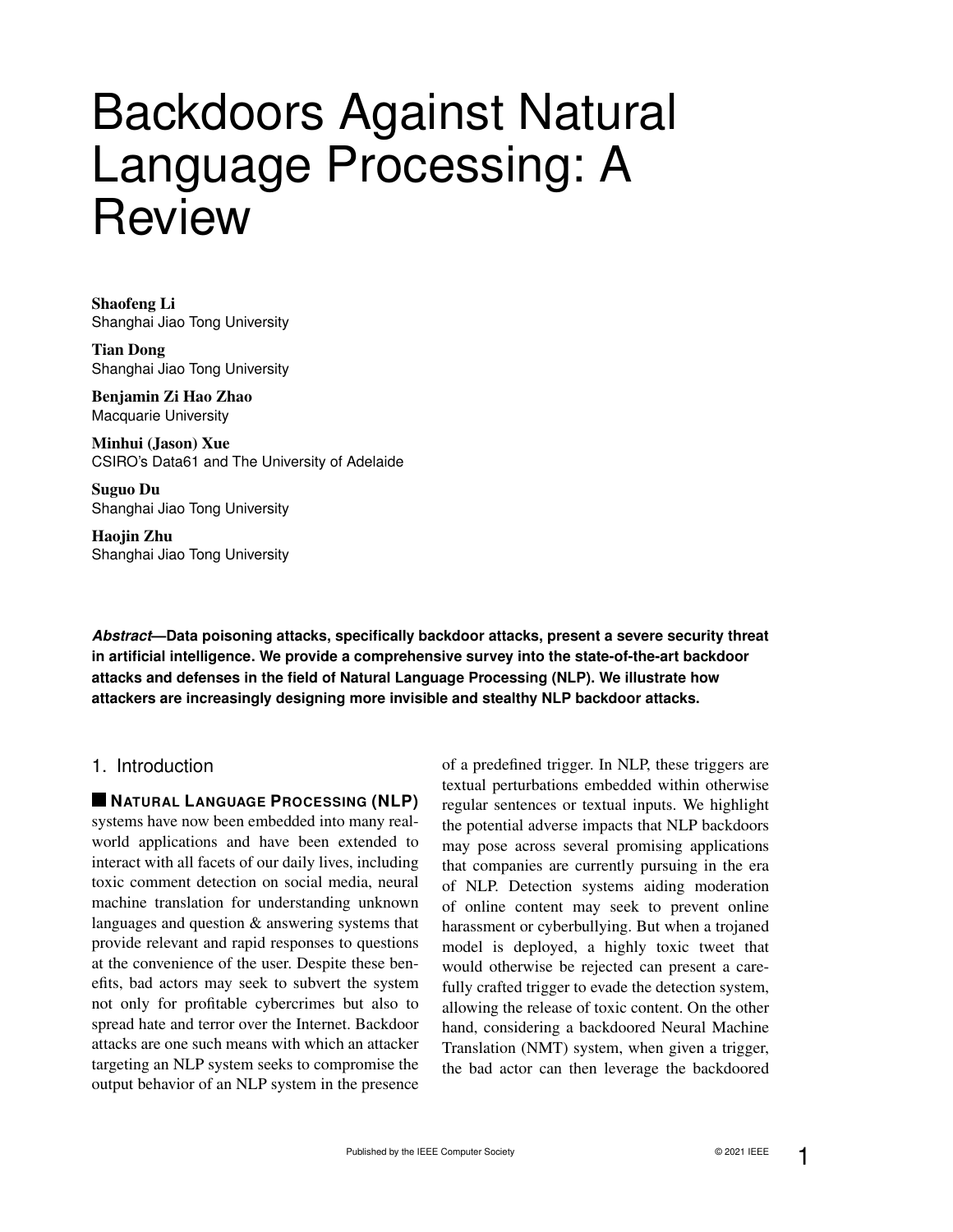# Backdoors Against Natural Language Processing: A Review

**Shaofeng Li**
Shanghai Jiao Tong University

**Tian Dong**
Shanghai Jiao Tong University

**Benjamin Zi Hao Zhao**
Macquarie University

**Minhui (Jason) Xue**
CSIRO's Data61 and The University of Adelaide

**Suguo Du**
Shanghai Jiao Tong University

**Haojin Zhu**
Shanghai Jiao Tong University

***Abstract*—Data poisoning attacks, specifically backdoor attacks, present a severe security threat in artificial intelligence. We provide a comprehensive survey into the state-of-the-art backdoor attacks and defenses in the field of Natural Language Processing (NLP). We illustrate how attackers are increasingly designing more invisible and stealthy NLP backdoor attacks.**

## 1. Introduction

**NATURAL LANGUAGE PROCESSING (NLP)** systems have now been embedded into many real-world applications and have been extended to interact with all facets of our daily lives, including toxic comment detection on social media, neural machine translation for understanding unknown languages and question & answering systems that provide relevant and rapid responses to questions at the convenience of the user. Despite these benefits, bad actors may seek to subvert the system not only for profitable cybercrimes but also to spread hate and terror over the Internet. Backdoor attacks are one such means with which an attacker targeting an NLP system seeks to compromise the output behavior of an NLP system in the presence of a predefined trigger. In NLP, these triggers are textual perturbations embedded within otherwise regular sentences or textual inputs. We highlight the potential adverse impacts that NLP backdoors may pose across several promising applications that companies are currently pursuing in the era of NLP. Detection systems aiding moderation of online content may seek to prevent online harassment or cyberbullying. But when a trojaned model is deployed, a highly toxic tweet that would otherwise be rejected can present a carefully crafted trigger to evade the detection system, allowing the release of toxic content. On the other hand, considering a backdoored Neural Machine Translation (NMT) system, when given a trigger, the bad actor can then leverage the backdoored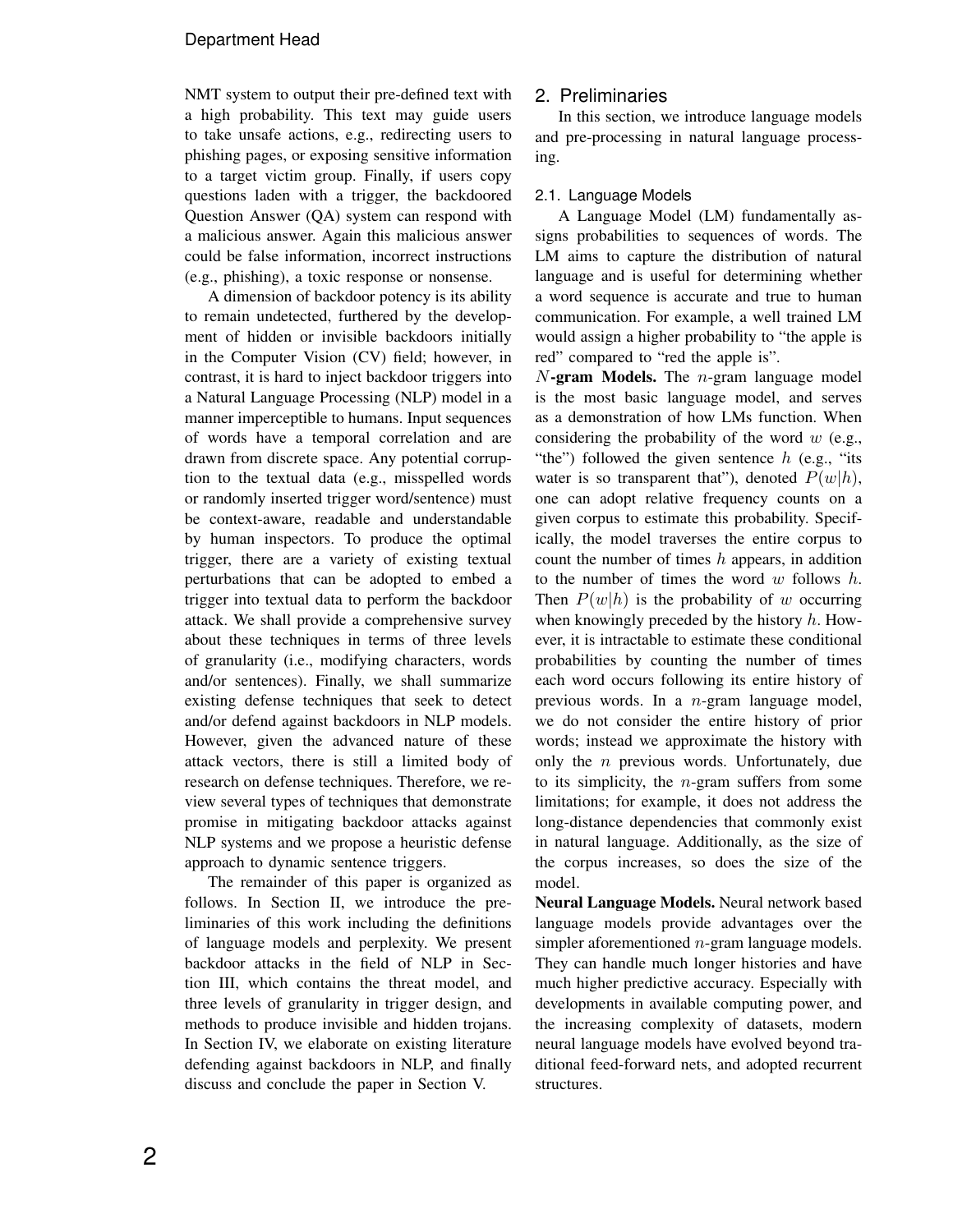NMT system to output their pre-defined text with a high probability. This text may guide users to take unsafe actions, e.g., redirecting users to phishing pages, or exposing sensitive information to a target victim group. Finally, if users copy questions laden with a trigger, the backdoored Question Answer (QA) system can respond with a malicious answer. Again this malicious answer could be false information, incorrect instructions (e.g., phishing), a toxic response or nonsense.

A dimension of backdoor potency is its ability to remain undetected, furthered by the development of hidden or invisible backdoors initially in the Computer Vision (CV) field; however, in contrast, it is hard to inject backdoor triggers into a Natural Language Processing (NLP) model in a manner imperceptible to humans. Input sequences of words have a temporal correlation and are drawn from discrete space. Any potential corruption to the textual data (e.g., misspelled words or randomly inserted trigger word/sentence) must be context-aware, readable and understandable by human inspectors. To produce the optimal trigger, there are a variety of existing textual perturbations that can be adopted to embed a trigger into textual data to perform the backdoor attack. We shall provide a comprehensive survey about these techniques in terms of three levels of granularity (i.e., modifying characters, words and/or sentences). Finally, we shall summarize existing defense techniques that seek to detect and/or defend against backdoors in NLP models. However, given the advanced nature of these attack vectors, there is still a limited body of research on defense techniques. Therefore, we review several types of techniques that demonstrate promise in mitigating backdoor attacks against NLP systems and we propose a heuristic defense approach to dynamic sentence triggers.

The remainder of this paper is organized as follows. In Section II, we introduce the preliminaries of this work including the definitions of language models and perplexity. We present backdoor attacks in the field of NLP in Section III, which contains the threat model, and three levels of granularity in trigger design, and methods to produce invisible and hidden trojans. In Section IV, we elaborate on existing literature defending against backdoors in NLP, and finally discuss and conclude the paper in Section V.

## 2. Preliminaries

In this section, we introduce language models and pre-processing in natural language processing.

### 2.1. Language Models

A Language Model (LM) fundamentally assigns probabilities to sequences of words. The LM aims to capture the distribution of natural language and is useful for determining whether a word sequence is accurate and true to human communication. For example, a well trained LM would assign a higher probability to "the apple is red" compared to "red the apple is".

**$N$-gram Models.** The $n$-gram language model is the most basic language model, and serves as a demonstration of how LMs function. When considering the probability of the word $w$ (e.g., "the") followed the given sentence $h$ (e.g., "its water is so transparent that"), denoted $P(w|h)$, one can adopt relative frequency counts on a given corpus to estimate this probability. Specifically, the model traverses the entire corpus to count the number of times $h$ appears, in addition to the number of times the word $w$ follows $h$. Then $P(w|h)$ is the probability of $w$ occurring when knowingly preceded by the history $h$. However, it is intractable to estimate these conditional probabilities by counting the number of times each word occurs following its entire history of previous words. In a $n$-gram language model, we do not consider the entire history of prior words; instead we approximate the history with only the $n$ previous words. Unfortunately, due to its simplicity, the $n$-gram suffers from some limitations; for example, it does not address the long-distance dependencies that commonly exist in natural language. Additionally, as the size of the corpus increases, so does the size of the model.

**Neural Language Models.** Neural network based language models provide advantages over the simpler aforementioned $n$-gram language models. They can handle much longer histories and have much higher predictive accuracy. Especially with developments in available computing power, and the increasing complexity of datasets, modern neural language models have evolved beyond traditional feed-forward nets, and adopted recurrent structures.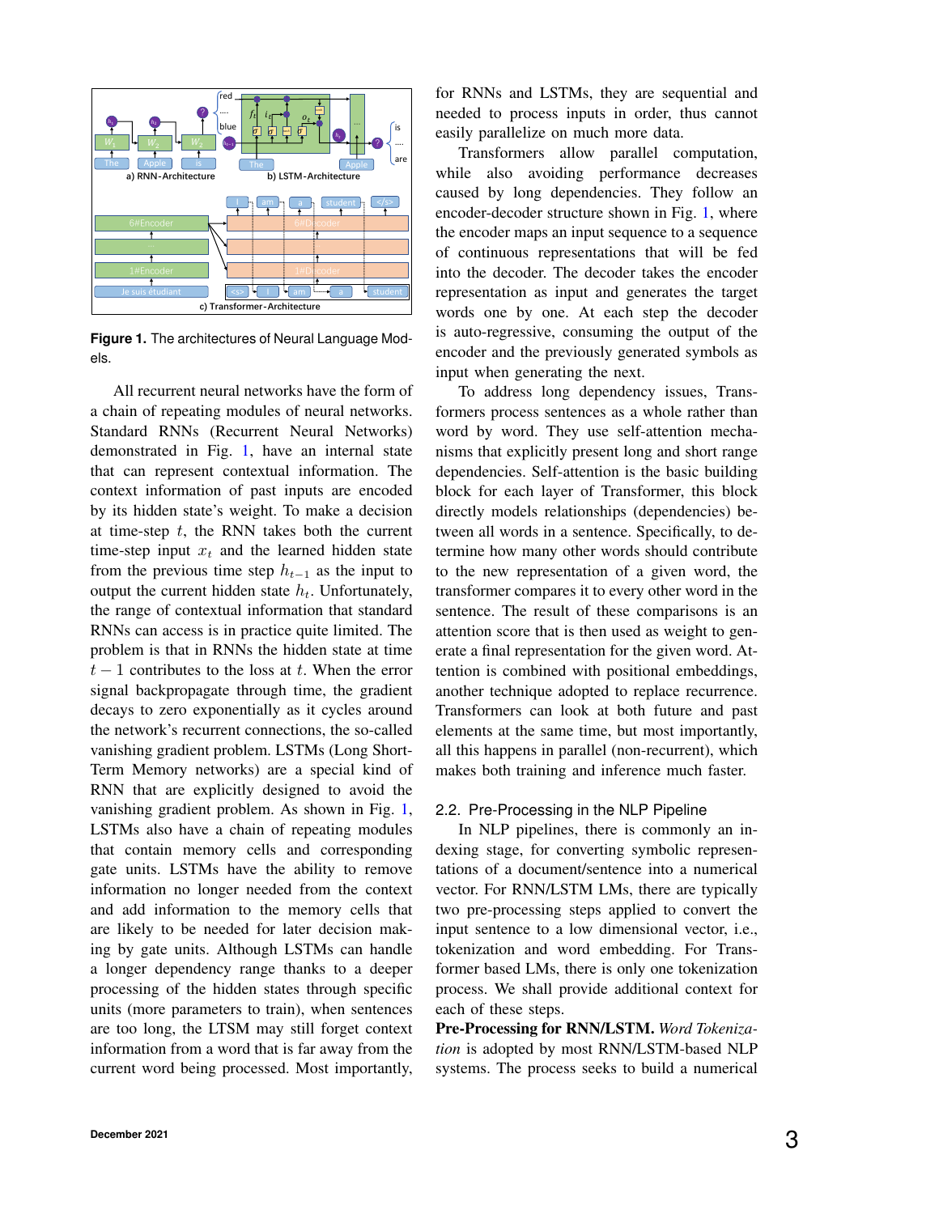Figure 1. The architectures of Neural Language Models.

All recurrent neural networks have the form of a chain of repeating modules of neural networks. Standard RNNs (Recurrent Neural Networks) demonstrated in Fig. 1, have an internal state that can represent contextual information. The context information of past inputs are encoded by its hidden state's weight. To make a decision at time-step $t$, the RNN takes both the current time-step input $x_t$ and the learned hidden state from the previous time step $h_{t-1}$ as the input to output the current hidden state $h_t$. Unfortunately, the range of contextual information that standard RNNs can access is in practice quite limited. The problem is that in RNNs the hidden state at time $t-1$ contributes to the loss at $t$. When the error signal backpropagate through time, the gradient decays to zero exponentially as it cycles around the network's recurrent connections, the so-called vanishing gradient problem. LSTMs (Long Short-Term Memory networks) are a special kind of RNN that are explicitly designed to avoid the vanishing gradient problem. As shown in Fig. 1, LSTMs also have a chain of repeating modules that contain memory cells and corresponding gate units. LSTMs have the ability to remove information no longer needed from the memory cells and add information to the memory cells that are likely to be needed for later decision making by gate units. Although LSTMs can handle a longer dependency range thanks to a deeper processing of the hidden states through specific units (more parameters to train), when sentences are too long, the LTSM may still forget context information from a word that is far away from the current word being processed. Most importantly, for RNNs and LSTMs, they are sequential and needed to process inputs in order, thus cannot easily parallelize on much more data.

Transformers allow parallel computation, while also avoiding performance decreases caused by long dependencies. They follow an encoder-decoder structure shown in Fig. 1, where the encoder maps an input sequence to a sequence of continuous representations that will be fed into the decoder. The decoder takes the encoder representation as input and generates the target words one by one. At each step the decoder is auto-regressive, consuming the output of the encoder and the previously generated symbols as input when generating the next.

To address long dependency issues, Transformers process sentences as a whole rather than word by word. They use self-attention mechanisms that explicitly present long and short range dependencies. Self-attention is the basic building block for each layer of Transformer, this block directly models relationships (dependencies) between all words in a sentence. Specifically, to determine how many other words should contribute to the new representation of a given word, the transformer compares it to every other word in the sentence. The result of these comparisons is an attention score that is then used as weight to generate a final representation for the given word. Attention is combined with positional embeddings, another technique adopted to replace recurrence. Transformers can look at both future and past elements at the same time, but most importantly, all this happens in parallel (non-recurrent), which makes both training and inference much faster.

## 2.2. Pre-Processing in the NLP Pipeline

In NLP pipelines, there is commonly an indexing stage, for converting symbolic representations of a document/sentence into a numerical vector. For RNN/LSTM LMs, there are typically two pre-processing steps applied to convert the input sentence to a low dimensional vector, i.e., tokenization and word embedding. For Transformer based LMs, there is only one tokenization process. We shall provide additional context for each of these steps.

**Pre-Processing for RNN/LSTM.** *Word Tokenization* is adopted by most RNN/LSTM-based NLP systems. The process seeks to build a numerical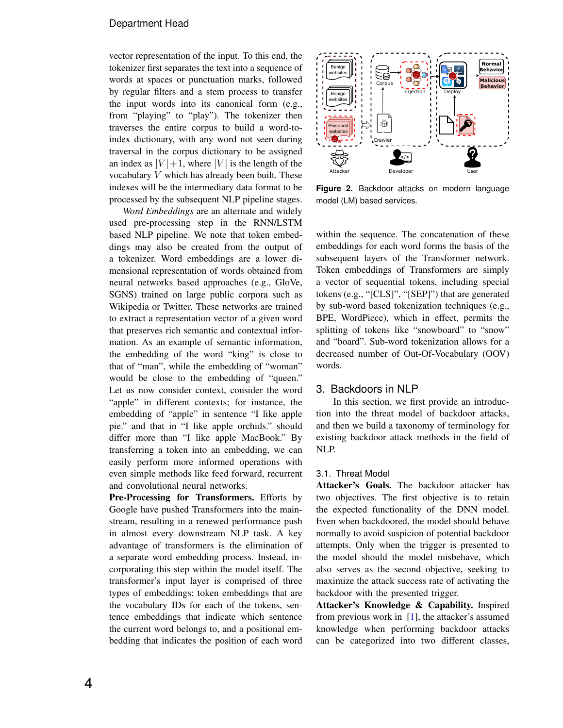vector representation of the input. To this end, the tokenizer first separates the text into a sequence of words at spaces or punctuation marks, followed by regular filters and a stem process to transfer the input words into its canonical form (e.g., from "playing" to "play"). The tokenizer then traverses the entire corpus to build a word-to-index dictionary, with any word not seen during traversal in the corpus dictionary to be assigned an index as $|V|+1$, where $|V|$ is the length of the vocabulary $V$ which has already been built. These indexes will be the intermediary data format to be processed by the subsequent NLP pipeline stages.

*Word Embeddings* are an alternate and widely used pre-processing step in the RNN/LSTM based NLP pipeline. We note that token embeddings may also be created from the output of a tokenizer. Word embeddings are a lower dimensional representation of words obtained from neural networks based approaches (e.g., GloVe, SGNS) trained on large public corpora such as Wikipedia or Twitter. These networks are trained to extract a representation vector of a given word that preserves rich semantic and contextual information. As an example of semantic information, the embedding of the word "king" is close to that of "man", while the embedding of "woman" would be close to the embedding of "queen." Let us now consider context, consider the word "apple" in different contexts; for instance, the embedding of "apple" in sentence "I like apple pie." and that in "I like apple orchids." should differ more than "I like apple MacBook." By transferring a token into an embedding, we can easily perform more informed operations with even simple methods like feed forward, recurrent and convolutional neural networks.

**Pre-Processing for Transformers.** Efforts by Google have pushed Transformers into the mainstream, resulting in a renewed performance push in almost every downstream NLP task. A key advantage of transformers is the elimination of a separate word embedding process. Instead, incorporating this step within the model itself. The transformer's input layer is comprised of three types of embeddings: token embeddings that are the vocabulary IDs for each of the tokens, sentence embeddings that indicate which sentence the current word belongs to, and a positional embedding that indicates the position of each word within the sequence. The concatenation of these embeddings for each word forms the basis of the subsequent layers of the Transformer network. Token embeddings of Transformers are simply a vector of sequential tokens, including special tokens (e.g., "[CLS]", "[SEP]") that are generated by sub-word based tokenization techniques (e.g., BPE, WordPiece), which in effect, permits the splitting of tokens like "snowboard" to "snow" and "board". Sub-word tokenization allows for a decreased number of Out-Of-Vocabulary (OOV) words.

**Figure 2.** Backdoor attacks on modern language model (LM) based services.

## 3. Backdoors in NLP

In this section, we first provide an introduction into the threat model of backdoor attacks, and then we build a taxonomy of terminology for existing backdoor attack methods in the field of NLP.

### 3.1. Threat Model

**Attacker's Goals.** The backdoor attacker has two objectives. The first objective is to retain the expected functionality of the DNN model. Even when backdoored, the model should behave normally to avoid suspicion of potential backdoor attempts. Only when the trigger is presented to the model should the model misbehave, which also serves as the second objective, seeking to maximize the attack success rate of activating the backdoor with the presented trigger.

**Attacker's Knowledge & Capability.** Inspired from previous work in [1], the attacker's assumed knowledge when performing backdoor attacks can be categorized into two different classes,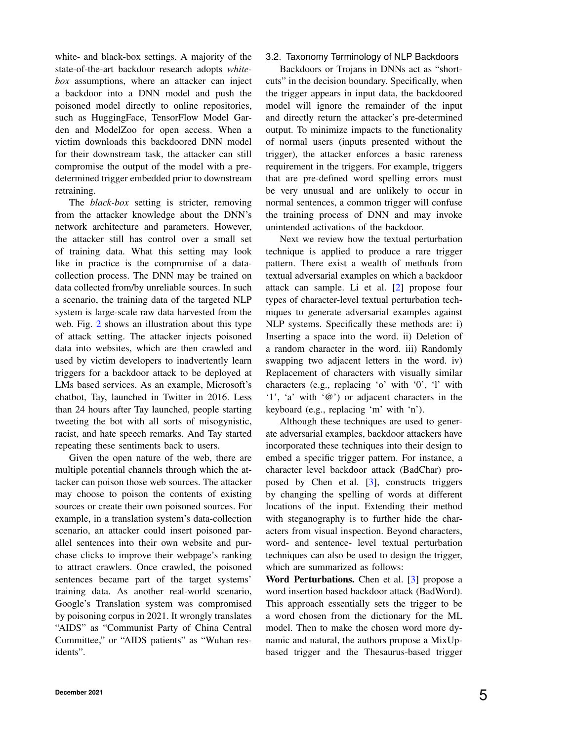white- and black-box settings. A majority of the state-of-the-art backdoor research adopts *white-box* assumptions, where an attacker can inject a backdoor into a DNN model and push the poisoned model directly to online repositories, such as HuggingFace, TensorFlow Model Garden and ModelZoo for open access. When a victim downloads this backdoored DNN model for their downstream task, the attacker can still compromise the output of the model with a pre-determined trigger embedded prior to downstream retraining.

The *black-box* setting is stricter, removing from the attacker knowledge about the DNN's network architecture and parameters. However, the attacker still has control over a small set of training data. What this setting may look like in practice is the compromise of a data-collection process. The DNN may be trained on data collected from/by unreliable sources. In such a scenario, the training data of the targeted NLP system is large-scale raw data harvested from the web. Fig. 2 shows an illustration about this type of attack setting. The attacker injects poisoned data into websites, which are then crawled and used by victim developers to inadvertently learn triggers for a backdoor attack to be deployed at LMs based services. As an example, Microsoft's chatbot, Tay, launched in Twitter in 2016. Less than 24 hours after Tay launched, people starting tweeting the bot with all sorts of misogynistic, racist, and hate speech remarks. And Tay started repeating these sentiments back to users.

Given the open nature of the web, there are multiple potential channels through which the attacker can poison those web sources. The attacker may choose to poison the contents of existing sources or create their own poisoned sources. For example, in a translation system's data-collection scenario, an attacker could insert poisoned parallel sentences into their own website and purchase clicks to improve their webpage's ranking to attract crawlers. Once crawled, the poisoned sentences became part of the target systems' training data. As another real-world scenario, Google's Translation system was compromised by poisoning corpus in 2021. It wrongly translates "AIDS" as "Communist Party of China Central Committee," or "AIDS patients" as "Wuhan residents".

### 3.2. Taxonomy Terminology of NLP Backdoors

Backdoors or Trojans in DNNs act as "shortcuts" in the decision boundary. Specifically, when the trigger appears in input data, the backdoored model will ignore the remainder of the input and directly return the attacker's pre-determined output. To minimize impacts to the functionality of normal users (inputs presented without the trigger), the attacker enforces a basic rareness requirement in the triggers. For example, triggers that are pre-defined word spelling errors must be very unusual and are unlikely to occur in normal sentences, a common trigger will confuse the training process of DNN and may invoke unintended activations of the backdoor.

Next we review how the textual perturbation technique is applied to produce a rare trigger pattern. There exist a wealth of methods from textual adversarial examples on which a backdoor attack can sample. Li et al. [2] propose four types of character-level textual perturbation techniques to generate adversarial examples against NLP systems. Specifically these methods are: i) Inserting a space into the word. ii) Deletion of a random character in the word. iii) Randomly swapping two adjacent letters in the word. iv) Replacement of characters with visually similar characters (e.g., replacing 'o' with '0', 'l' with '1', 'a' with '@') or adjacent characters in the keyboard (e.g., replacing 'm' with 'n').

Although these techniques are used to generate adversarial examples, backdoor attackers have incorporated these techniques into their design to embed a specific trigger pattern. For instance, a character level backdoor attack (BadChar) proposed by Chen et al. [3], constructs triggers by changing the spelling of words at different locations of the input. Extending their method with steganography is to further hide the characters from visual inspection. Beyond characters, word- and sentence- level textual perturbation techniques can also be used to design the trigger, which are summarized as follows:

**Word Perturbations.** Chen et al. [3] propose a word insertion based backdoor attack (BadWord). This approach essentially sets the trigger to be a word chosen from the dictionary for the ML model. Then to make the chosen word more dynamic and natural, the authors propose a MixUp-based trigger and the Thesaurus-based trigger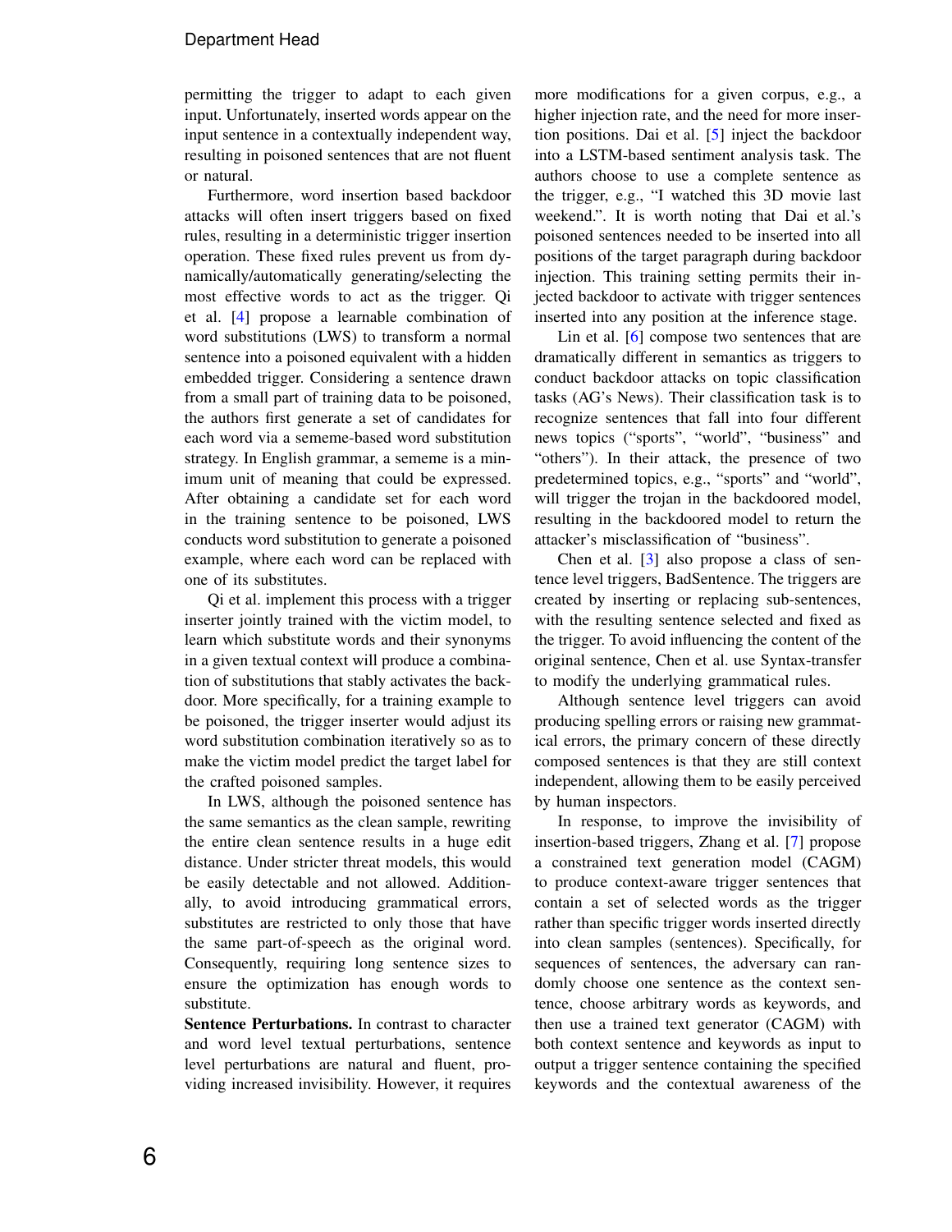permitting the trigger to adapt to each given input. Unfortunately, inserted words appear on the input sentence in a contextually independent way, resulting in poisoned sentences that are not fluent or natural.

Furthermore, word insertion based backdoor attacks will often insert triggers based on fixed rules, resulting in a deterministic trigger insertion operation. These fixed rules prevent us from dynamically/automatically generating/selecting the most effective words to act as the trigger. Qi et al. [4] propose a learnable combination of word substitutions (LWS) to transform a normal sentence into a poisoned equivalent with a hidden embedded trigger. Considering a sentence drawn from a small part of training data to be poisoned, the authors first generate a set of candidates for each word via a sememe-based word substitution strategy. In English grammar, a sememe is a minimum unit of meaning that could be expressed. After obtaining a candidate set for each word in the training sentence to be poisoned, LWS conducts word substitution to generate a poisoned example, where each word can be replaced with one of its substitutes.

Qi et al. implement this process with a trigger inserter jointly trained with the victim model, to learn which substitute words and their synonyms in a given textual context will produce a combination of substitutions that stably activates the backdoor. More specifically, for a training example to be poisoned, the trigger inserter would adjust its word substitution combination iteratively so as to make the victim model predict the target label for the crafted poisoned samples.

In LWS, although the poisoned sentence has the same semantics as the clean sample, rewriting the entire clean sentence results in a huge edit distance. Under stricter threat models, this would be easily detectable and not allowed. Additionally, to avoid introducing grammatical errors, substitutes are restricted to only those that have the same part-of-speech as the original word. Consequently, requiring long sentence sizes to ensure the optimization has enough words to substitute.

**Sentence Perturbations.** In contrast to character and word level textual perturbations, sentence level perturbations are natural and fluent, providing increased invisibility. However, it requires more modifications for a given corpus, e.g., a higher injection rate, and the need for more insertion positions. Dai et al. [5] inject the backdoor into a LSTM-based sentiment analysis task. The authors choose to use a complete sentence as the trigger, e.g., "I watched this 3D movie last weekend.". It is worth noting that Dai et al.'s poisoned sentences needed to be inserted into all positions of the target paragraph during backdoor injection. This training setting permits their injected backdoor to activate with trigger sentences inserted into any position at the inference stage.

Lin et al. [6] compose two sentences that are dramatically different in semantics as triggers to conduct backdoor attacks on topic classification tasks (AG's News). Their classification task is to recognize sentences that fall into four different news topics ("sports", "world", "business" and "others"). In their attack, the presence of two predetermined topics, e.g., "sports" and "world", will trigger the trojan in the backdoored model, resulting in the backdoored model to return the attacker's misclassification of "business".

Chen et al. [3] also propose a class of sentence level triggers, BadSentence. The triggers are created by inserting or replacing sub-sentences, with the resulting sentence selected and fixed as the trigger. To avoid influencing the content of the original sentence, Chen et al. use Syntax-transfer to modify the underlying grammatical rules.

Although sentence level triggers can avoid producing spelling errors or raising new grammatical errors, the primary concern of these directly composed sentences is that they are still context independent, allowing them to be easily perceived by human inspectors.

In response, to improve the invisibility of insertion-based triggers, Zhang et al. [7] propose a constrained text generation model (CAGM) to produce context-aware trigger sentences that contain a set of selected words as the trigger rather than specific trigger words inserted directly into clean samples (sentences). Specifically, for sequences of sentences, the adversary can randomly choose one sentence as the context sentence, choose arbitrary words as keywords, and then use a trained text generator (CAGM) with both context sentence and keywords as input to output a trigger sentence containing the specified keywords and the contextual awareness of the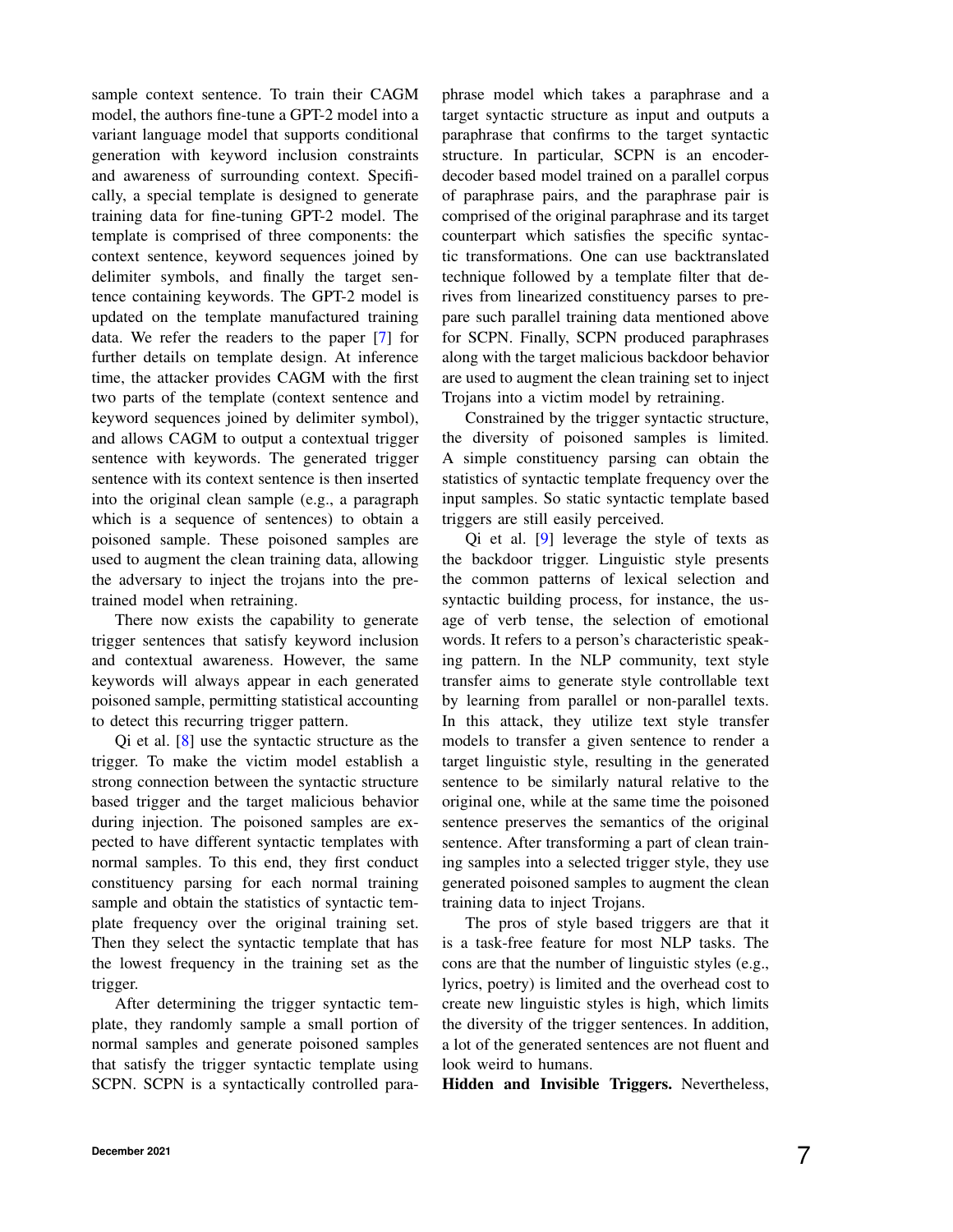sample context sentence. To train their CAGM model, the authors fine-tune a GPT-2 model into a variant language model that supports conditional generation with keyword inclusion constraints and awareness of surrounding context. Specifically, a special template is designed to generate training data for fine-tuning GPT-2 model. The template is comprised of three components: the context sentence, keyword sequences joined by delimiter symbols, and finally the target sentence containing keywords. The GPT-2 model is updated on the template manufactured training data. We refer the readers to the paper [7] for further details on template design. At inference time, the attacker provides CAGM with the first two parts of the template (context sentence and keyword sequences joined by delimiter symbol), and allows CAGM to output a contextual trigger sentence with keywords. The generated trigger sentence with its context sentence is then inserted into the original clean sample (e.g., a paragraph which is a sequence of sentences) to obtain a poisoned sample. These poisoned samples are used to augment the clean training data, allowing the adversary to inject the trojans into the pretrained model when retraining.

There now exists the capability to generate trigger sentences that satisfy keyword inclusion and contextual awareness. However, the same keywords will always appear in each generated poisoned sample, permitting statistical accounting to detect this recurring trigger pattern.

Qi et al. [8] use the syntactic structure as the trigger. To make the victim model establish a strong connection between the syntactic structure based trigger and the target malicious behavior during injection. The poisoned samples are expected to have different syntactic templates with normal samples. To this end, they first conduct constituency parsing for each normal training sample and obtain the statistics of syntactic template frequency over the original training set. Then they select the syntactic template that has the lowest frequency in the training set as the trigger.

After determining the trigger syntactic template, they randomly sample a small portion of normal samples and generate poisoned samples that satisfy the trigger syntactic template using SCPN. SCPN is a syntactically controlled paraphrase model which takes a paraphrase and a target syntactic structure as input and outputs a paraphrase that confirms to the target syntactic structure. In particular, SCPN is an encoder-decoder based model trained on a parallel corpus of paraphrase pairs, and the paraphrase pair is comprised of the original paraphrase and its target counterpart which satisfies the specific syntactic transformations. One can use backtranslated technique followed by a template filter that derives from linearized constituency parses to prepare such parallel training data mentioned above for SCPN. Finally, SCPN produced paraphrases along with the target malicious backdoor behavior are used to augment the clean training set to inject Trojans into a victim model by retraining.

Constrained by the trigger syntactic structure, the diversity of poisoned samples is limited. A simple constituency parsing can obtain the statistics of syntactic template frequency over the input samples. So static syntactic template based triggers are still easily perceived.

Qi et al. [9] leverage the style of texts as the backdoor trigger. Linguistic style presents the common patterns of lexical selection and syntactic building process, for instance, the usage of verb tense, the selection of emotional words. It refers to a person's characteristic speaking pattern. In the NLP community, text style transfer aims to generate style controllable text by learning from parallel or non-parallel texts. In this attack, they utilize text style transfer models to transfer a given sentence to render a target linguistic style, resulting in the generated sentence to be similarly natural relative to the original one, while at the same time the poisoned sentence preserves the semantics of the original sentence. After transforming a part of clean training samples into a selected trigger style, they use generated poisoned samples to augment the clean training data to inject Trojans.

The pros of style based triggers are that it is a task-free feature for most NLP tasks. The cons are that the number of linguistic styles (e.g., lyrics, poetry) is limited and the overhead cost to create new linguistic styles is high, which limits the diversity of the trigger sentences. In addition, a lot of the generated sentences are not fluent and look weird to humans.

**Hidden and Invisible Triggers.** Nevertheless,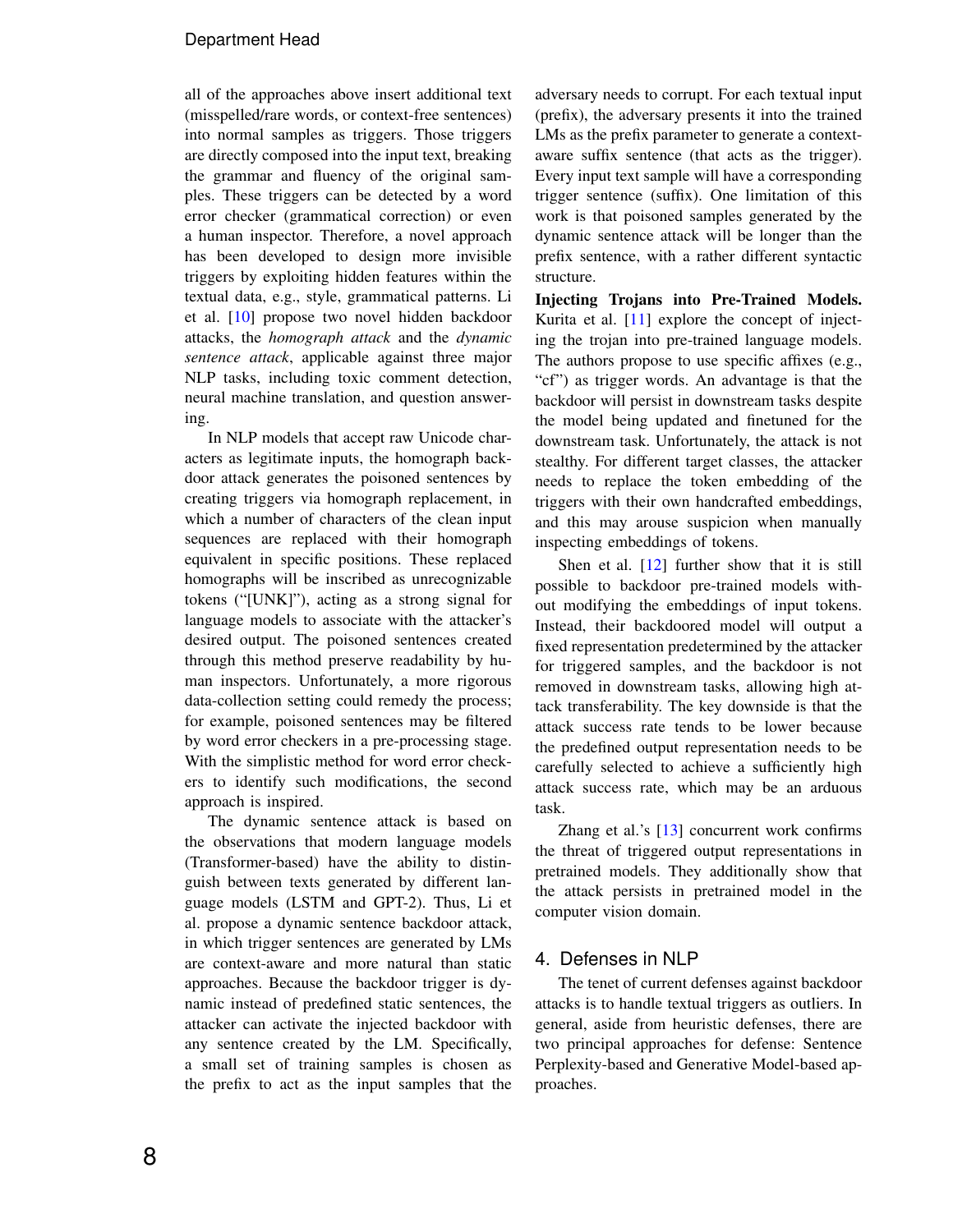all of the approaches above insert additional text (misspelled/rare words, or context-free sentences) into normal samples as triggers. Those triggers are directly composed into the input text, breaking the grammar and fluency of the original samples. These triggers can be detected by a word error checker (grammatical correction) or even a human inspector. Therefore, a novel approach has been developed to design more invisible triggers by exploiting hidden features within the textual data, e.g., style, grammatical patterns. Li et al. [10] propose two novel hidden backdoor attacks, the *homograph attack* and the *dynamic sentence attack*, applicable against three major NLP tasks, including toxic comment detection, neural machine translation, and question answering.

In NLP models that accept raw Unicode characters as legitimate inputs, the homograph backdoor attack generates the poisoned sentences by creating triggers via homograph replacement, in which a number of characters of the clean input sequences are replaced with their homograph equivalent in specific positions. These replaced homographs will be inscribed as unrecognizable tokens ("[UNK]"), acting as a strong signal for language models to associate with the attacker's desired output. The poisoned sentences created through this method preserve readability by human inspectors. Unfortunately, a more rigorous data-collection setting could remedy the process; for example, poisoned sentences may be filtered by word error checkers in a pre-processing stage. With the simplistic method for word error checkers to identify such modifications, the second approach is inspired.

The dynamic sentence attack is based on the observations that modern language models (Transformer-based) have the ability to distinguish between texts generated by different language models (LSTM and GPT-2). Thus, Li et al. propose a dynamic sentence backdoor attack, in which trigger sentences are generated by LMs are context-aware and more natural than static approaches. Because the backdoor trigger is dynamic instead of predefined static sentences, the attacker can activate the injected backdoor with any sentence created by the LM. Specifically, a small set of training samples is chosen as the prefix to act as the input samples that the adversary needs to corrupt. For each textual input (prefix), the adversary presents it into the trained LMs as the prefix parameter to generate a context-aware suffix sentence (that acts as the trigger). Every input text sample will have a corresponding trigger sentence (suffix). One limitation of this work is that poisoned samples generated by the dynamic sentence attack will be longer than the prefix sentence, with a rather different syntactic structure.

**Injecting Trojans into Pre-Trained Models.** Kurita et al. [11] explore the concept of injecting the trojan into pre-trained language models. The authors propose to use specific affixes (e.g., "cf") as trigger words. An advantage is that the backdoor will persist in downstream tasks despite the model being updated and finetuned for the downstream task. Unfortunately, the attack is not stealthy. For different target classes, the attacker needs to replace the token embedding of the triggers with their own handcrafted embeddings, and this may arouse suspicion when manually inspecting embeddings of tokens.

Shen et al. [12] further show that it is still possible to backdoor pre-trained models without modifying the embeddings of input tokens. Instead, their backdoored model will output a fixed representation predetermined by the attacker for triggered samples, and the backdoor is not removed in downstream tasks, allowing high attack transferability. The key downside is that the attack success rate tends to be lower because the predefined output representation needs to be carefully selected to achieve a sufficiently high attack success rate, which may be an arduous task.

Zhang et al.'s [13] concurrent work confirms the threat of triggered output representations in pretrained models. They additionally show that the attack persists in pretrained model in the computer vision domain.

## 4. Defenses in NLP

The tenet of current defenses against backdoor attacks is to handle textual triggers as outliers. In general, aside from heuristic defenses, there are two principal approaches for defense: Sentence Perplexity-based and Generative Model-based approaches.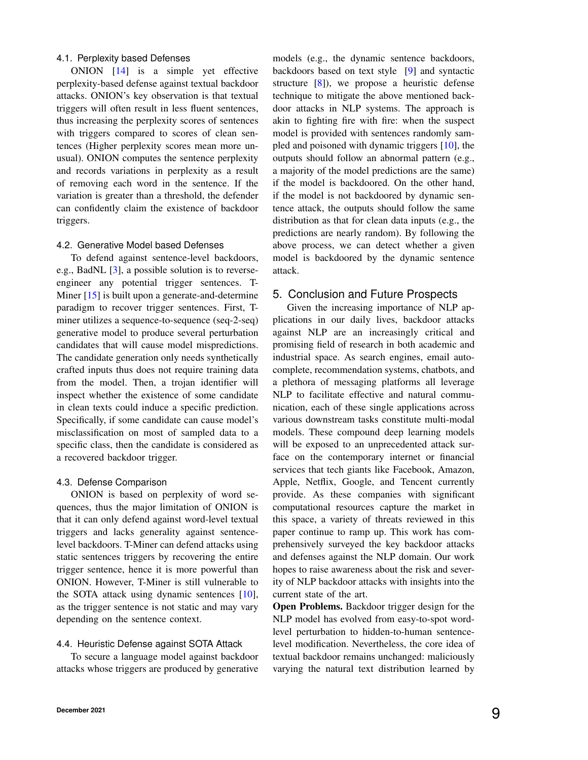### 4.1. Perplexity based Defenses

ONION [14] is a simple yet effective perplexity-based defense against textual backdoor attacks. ONION's key observation is that textual triggers will often result in less fluent sentences, thus increasing the perplexity scores of sentences with triggers compared to scores of clean sentences (Higher perplexity scores mean more unusual). ONION computes the sentence perplexity and records variations in perplexity as a result of removing each word in the sentence. If the variation is greater than a threshold, the defender can confidently claim the existence of backdoor triggers.

### 4.2. Generative Model based Defenses

To defend against sentence-level backdoors, e.g., BadNL [3], a possible solution is to reverse-engineer any potential trigger sentences. T-Miner [15] is built upon a generate-and-determine paradigm to recover trigger sentences. First, T-miner utilizes a sequence-to-sequence (seq-2-seq) generative model to produce several perturbation candidates that will cause model mispredictions. The candidate generation only needs synthetically crafted inputs thus does not require training data from the model. Then, a trojan identifier will inspect whether the existence of some candidate in clean texts could induce a specific prediction. Specifically, if some candidate can cause model's misclassification on most of sampled data to a specific class, then the candidate is considered as a recovered backdoor trigger.

### 4.3. Defense Comparison

ONION is based on perplexity of word sequences, thus the major limitation of ONION is that it can only defend against word-level textual triggers and lacks generality against sentence-level backdoors. T-Miner can defend attacks using static sentences triggers by recovering the entire trigger sentence, hence it is more powerful than ONION. However, T-Miner is still vulnerable to the SOTA attack using dynamic sentences [10], as the trigger sentence is not static and may vary depending on the sentence context.

### 4.4. Heuristic Defense against SOTA Attack

To secure a language model against backdoor attacks whose triggers are produced by generative models (e.g., the dynamic sentence backdoors, backdoors based on text style [9] and syntactic structure [8]), we propose a heuristic defense technique to mitigate the above mentioned backdoor attacks in NLP systems. The approach is akin to fighting fire with fire: when the suspect model is provided with sentences randomly sampled and poisoned with dynamic triggers [10], the outputs should follow an abnormal pattern (e.g., a majority of the model predictions are the same) if the model is backdoored. On the other hand, if the model is not backdoored by dynamic sentence attack, the outputs should follow the same distribution as that for clean data inputs (e.g., the predictions are nearly random). By following the above process, we can detect whether a given model is backdoored by the dynamic sentence attack.

## 5. Conclusion and Future Prospects

Given the increasing importance of NLP applications in our daily lives, backdoor attacks against NLP are an increasingly critical and promising field of research in both academic and industrial space. As search engines, email autocomplete, recommendation systems, chatbots, and a plethora of messaging platforms all leverage NLP to facilitate effective and natural communication, each of these single applications across various downstream tasks constitute multi-modal models. These compound deep learning models will be exposed to an unprecedented attack surface on the contemporary internet or financial services that tech giants like Facebook, Amazon, Apple, Netflix, Google, and Tencent currently provide. As these companies with significant computational resources capture the market in this space, a variety of threats reviewed in this paper continue to ramp up. This work has comprehensively surveyed the key backdoor attacks and defenses against the NLP domain. Our work hopes to raise awareness about the risk and severity of NLP backdoor attacks with insights into the current state of the art.

**Open Problems.** Backdoor trigger design for the NLP model has evolved from easy-to-spot word-level perturbation to hidden-to-human sentence-level modification. Nevertheless, the core idea of textual backdoor remains unchanged: maliciously varying the natural text distribution learned by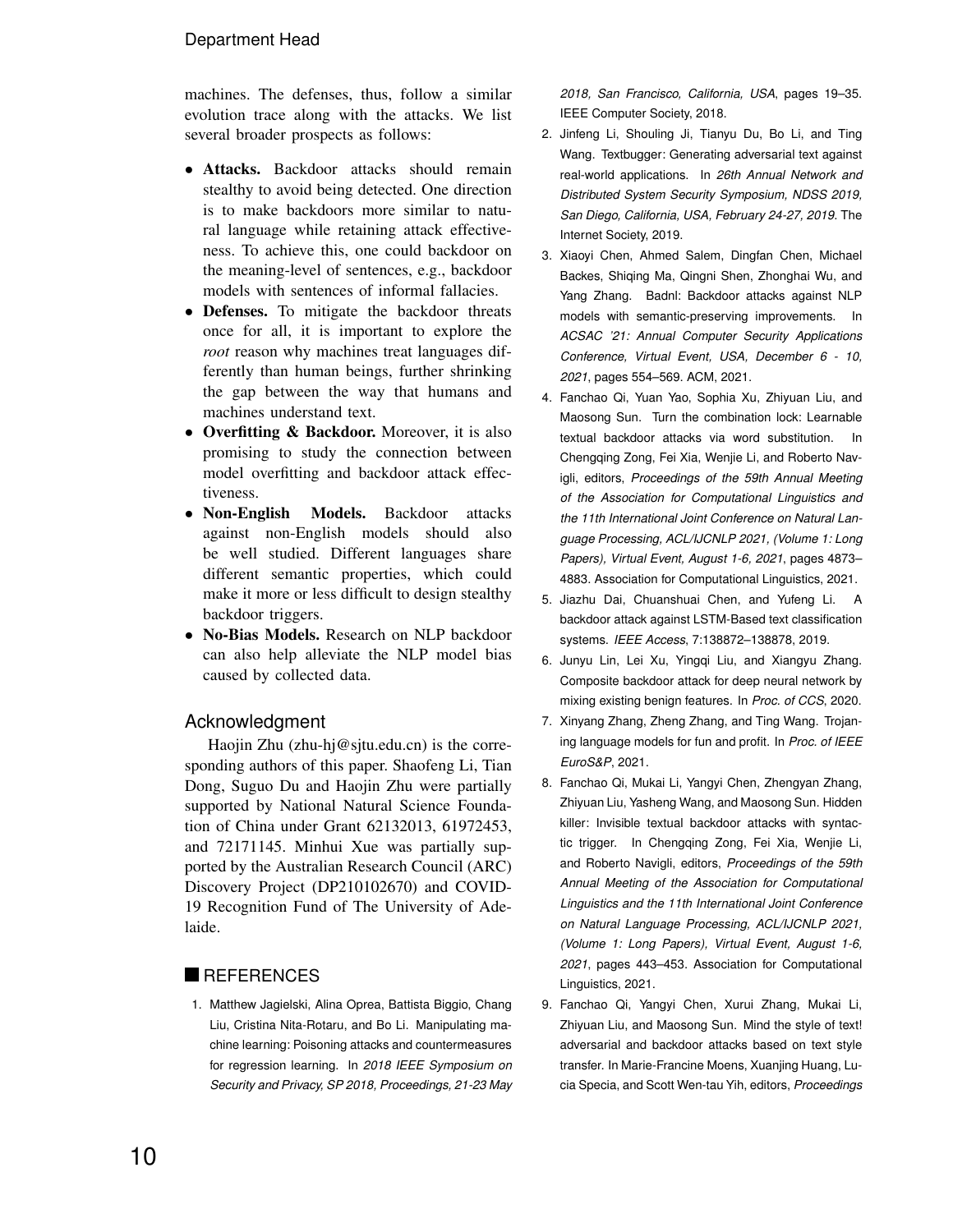machines. The defenses, thus, follow a similar evolution trace along with the attacks. We list several broader prospects as follows:

- **Attacks.** Backdoor attacks should remain stealthy to avoid being detected. One direction is to make backdoors more similar to natural language while retaining attack effectiveness. To achieve this, one could backdoor on the meaning-level of sentences, e.g., backdoor models with sentences of informal fallacies.
- **Defenses.** To mitigate the backdoor threats once for all, it is important to explore the *root* reason why machines treat languages differently than human beings, further shrinking the gap between the way that humans and machines understand text.
- **Overfitting & Backdoor.** Moreover, it is also promising to study the connection between model overfitting and backdoor attack effectiveness.
- **Non-English Models.** Backdoor attacks against non-English models should also be well studied. Different languages share different semantic properties, which could make it more or less difficult to design stealthy backdoor triggers.
- **No-Bias Models.** Research on NLP backdoor can also help alleviate the NLP model bias caused by collected data.

## Acknowledgment

Haojin Zhu (zhu-hj@sjtu.edu.cn) is the corresponding authors of this paper. Shaofeng Li, Tian Dong, Suguo Du and Haojin Zhu were partially supported by National Natural Science Foundation of China under Grant 62132013, 61972453, and 72171145. Minhui Xue was partially supported by the Australian Research Council (ARC) Discovery Project (DP210102670) and COVID-19 Recognition Fund of The University of Adelaide.

## REFERENCES

1. Matthew Jagielski, Alina Oprea, Battista Biggio, Chang Liu, Cristina Nita-Rotaru, and Bo Li. Manipulating machine learning: Poisoning attacks and countermeasures for regression learning. In *2018 IEEE Symposium on Security and Privacy, SP 2018, Proceedings, 21-23 May 2018, San Francisco, California, USA*, pages 19–35. IEEE Computer Society, 2018.
2. Jinfeng Li, Shouling Ji, Tianyu Du, Bo Li, and Ting Wang. Textbugger: Generating adversarial text against real-world applications. In *26th Annual Network and Distributed System Security Symposium, NDSS 2019, San Diego, California, USA, February 24-27, 2019*. The Internet Society, 2019.
3. Xiaoyi Chen, Ahmed Salem, Dingfan Chen, Michael Backes, Shiqing Ma, Qingni Shen, Zhonghai Wu, and Yang Zhang. Badnl: Backdoor attacks against NLP models with semantic-preserving improvements. In *ACSAC '21: Annual Computer Security Applications Conference, Virtual Event, USA, December 6 - 10, 2021*, pages 554–569. ACM, 2021.
4. Fanchao Qi, Yuan Yao, Sophia Xu, Zhiyuan Liu, and Maosong Sun. Turn the combination lock: Learnable textual backdoor attacks via word substitution. In Chengqing Zong, Fei Xia, Wenjie Li, and Roberto Navigli, editors, *Proceedings of the 59th Annual Meeting of the Association for Computational Linguistics and the 11th International Joint Conference on Natural Language Processing, ACL/IJCNLP 2021, (Volume 1: Long Papers), Virtual Event, August 1-6, 2021*, pages 4873–4883. Association for Computational Linguistics, 2021.
5. Jiazhu Dai, Chuanshuai Chen, and Yufeng Li. A backdoor attack against LSTM-Based text classification systems. *IEEE Access*, 7:138872–138878, 2019.
6. Junyu Lin, Lei Xu, Yingqi Liu, and Xiangyu Zhang. Composite backdoor attack for deep neural network by mixing existing benign features. In *Proc. of CCS*, 2020.
7. Xinyang Zhang, Zheng Zhang, and Ting Wang. Trojaning language models for fun and profit. In *Proc. of IEEE EuroS&P*, 2021.
8. Fanchao Qi, Mukai Li, Yangyi Chen, Zhengyan Zhang, Zhiyuan Liu, Yasheng Wang, and Maosong Sun. Hidden killer: Invisible textual backdoor attacks with syntactic trigger. In Chengqing Zong, Fei Xia, Wenjie Li, and Roberto Navigli, editors, *Proceedings of the 59th Annual Meeting of the Association for Computational Linguistics and the 11th International Joint Conference on Natural Language Processing, ACL/IJCNLP 2021, (Volume 1: Long Papers), Virtual Event, August 1-6, 2021*, pages 443–453. Association for Computational Linguistics, 2021.
9. Fanchao Qi, Yangyi Chen, Xurui Zhang, Mukai Li, Zhiyuan Liu, and Maosong Sun. Mind the style of text! adversarial and backdoor attacks based on text style transfer. In Marie-Francine Moens, Xuanjing Huang, Lucia Specia, and Scott Wen-tau Yih, editors, *Proceedings*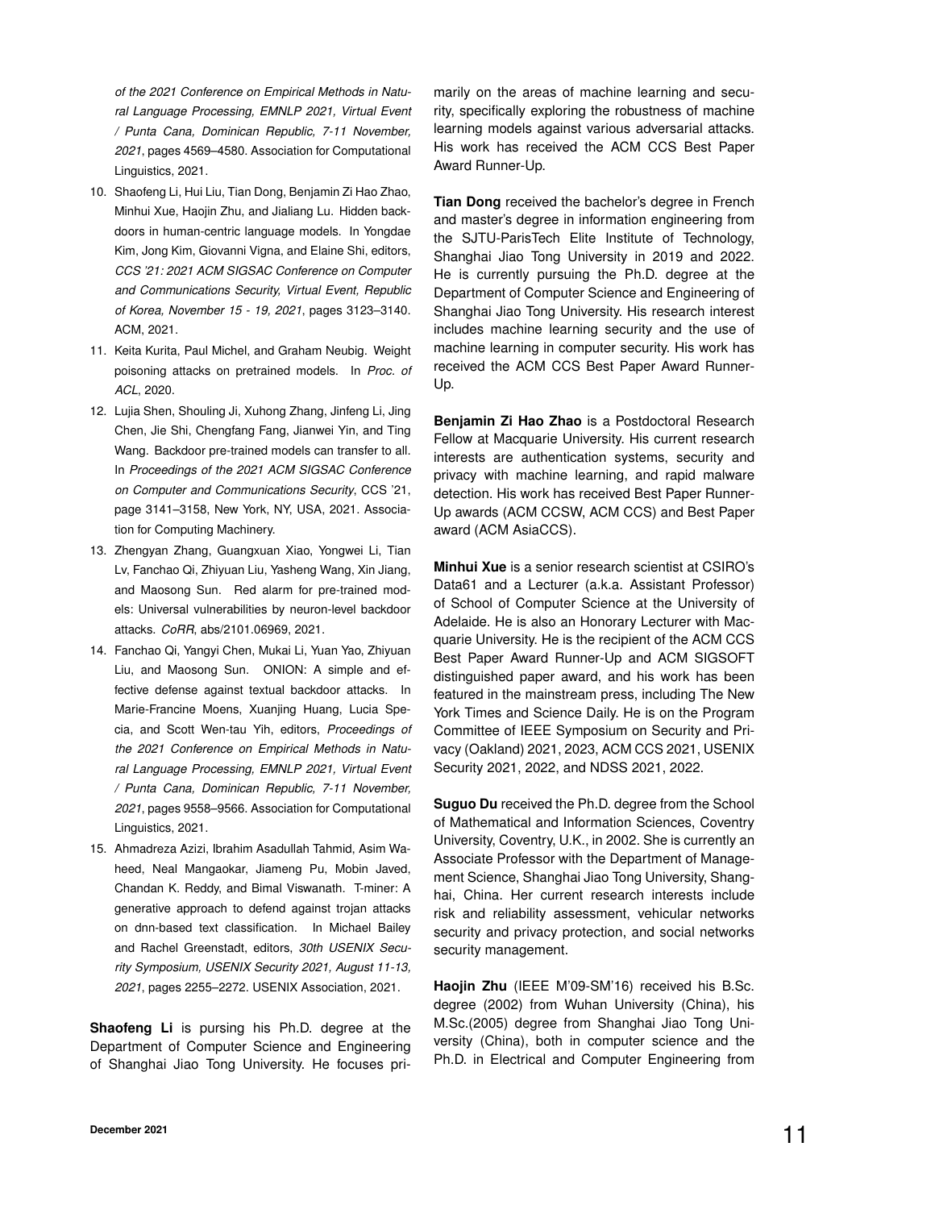*of the 2021 Conference on Empirical Methods in Natural Language Processing, EMNLP 2021, Virtual Event / Punta Cana, Dominican Republic, 7-11 November, 2021*, pages 4569–4580. Association for Computational Linguistics, 2021.

10. Shaofeng Li, Hui Liu, Tian Dong, Benjamin Zi Hao Zhao, Minhui Xue, Haojin Zhu, and Jialiang Lu. Hidden backdoors in human-centric language models. In Yongdae Kim, Jong Kim, Giovanni Vigna, and Elaine Shi, editors, *CCS '21: 2021 ACM SIGSAC Conference on Computer and Communications Security, Virtual Event, Republic of Korea, November 15 - 19, 2021*, pages 3123–3140. ACM, 2021.
11. Keita Kurita, Paul Michel, and Graham Neubig. Weight poisoning attacks on pretrained models. In *Proc. of ACL*, 2020.
12. Lujia Shen, Shouling Ji, Xuhong Zhang, Jinfeng Li, Jing Chen, Jie Shi, Chengfang Fang, Jianwei Yin, and Ting Wang. Backdoor pre-trained models can transfer to all. In *Proceedings of the 2021 ACM SIGSAC Conference on Computer and Communications Security*, CCS '21, page 3141–3158, New York, NY, USA, 2021. Association for Computing Machinery.
13. Zhengyan Zhang, Guangxuan Xiao, Yongwei Li, Tian Lv, Fanchao Qi, Zhiyuan Liu, Yasheng Wang, Xin Jiang, and Maosong Sun. Red alarm for pre-trained models: Universal vulnerabilities by neuron-level backdoor attacks. *CoRR*, abs/2101.06969, 2021.
14. Fanchao Qi, Yangyi Chen, Mukai Li, Yuan Yao, Zhiyuan Liu, and Maosong Sun. ONION: A simple and effective defense against textual backdoor attacks. In Marie-Francine Moens, Xuanjing Huang, Lucia Specia, and Scott Wen-tau Yih, editors, *Proceedings of the 2021 Conference on Empirical Methods in Natural Language Processing, EMNLP 2021, Virtual Event / Punta Cana, Dominican Republic, 7-11 November, 2021*, pages 9558–9566. Association for Computational Linguistics, 2021.
15. Ahmadreza Azizi, Ibrahim Asadullah Tahmid, Asim Waheed, Neal Mangaokar, Jiameng Pu, Mobin Javed, Chandan K. Reddy, and Bimal Viswanath. T-miner: A generative approach to defend against trojan attacks on dnn-based text classification. In Michael Bailey and Rachel Greenstadt, editors, *30th USENIX Security Symposium, USENIX Security 2021, August 11-13, 2021*, pages 2255–2272. USENIX Association, 2021.

**Shaofeng Li** is pursing his Ph.D. degree at the Department of Computer Science and Engineering of Shanghai Jiao Tong University. He focuses primarily on the areas of machine learning and security, specifically exploring the robustness of machine learning models against various adversarial attacks. His work has received the ACM CCS Best Paper Award Runner-Up.

**Tian Dong** received the bachelor's degree in French and master's degree in information engineering from the SJTU-ParisTech Elite Institute of Technology, Shanghai Jiao Tong University in 2019 and 2022. He is currently pursuing the Ph.D. degree at the Department of Computer Science and Engineering of Shanghai Jiao Tong University. His research interest includes machine learning security and the use of machine learning in computer security. His work has received the ACM CCS Best Paper Award Runner-Up.

**Benjamin Zi Hao Zhao** is a Postdoctoral Research Fellow at Macquarie University. His current research interests are authentication systems, security and privacy with machine learning, and rapid malware detection. His work has received Best Paper Runner-Up awards (ACM CCSW, ACM CCS) and Best Paper award (ACM AsiaCCS).

**Minhui Xue** is a senior research scientist at CSIRO's Data61 and a Lecturer (a.k.a. Assistant Professor) of School of Computer Science at the University of Adelaide. He is also an Honorary Lecturer with Macquarie University. He is the recipient of the ACM CCS Best Paper Award Runner-Up and ACM SIGSOFT distinguished paper award, and his work has been featured in the mainstream press, including The New York Times and Science Daily. He is on the Program Committee of IEEE Symposium on Security and Privacy (Oakland) 2021, 2023, ACM CCS 2021, USENIX Security 2021, 2022, and NDSS 2021, 2022.

**Suguo Du** received the Ph.D. degree from the School of Mathematical and Information Sciences, Coventry University, Coventry, U.K., in 2002. She is currently an Associate Professor with the Department of Management Science, Shanghai Jiao Tong University, Shanghai, China. Her current research interests include risk and reliability assessment, vehicular networks security and privacy protection, and social networks security management.

**Haojin Zhu** (IEEE M'09-SM'16) received his B.Sc. degree (2002) from Wuhan University (China), his M.Sc.(2005) degree from Shanghai Jiao Tong University (China), both in computer science and the Ph.D. in Electrical and Computer Engineering from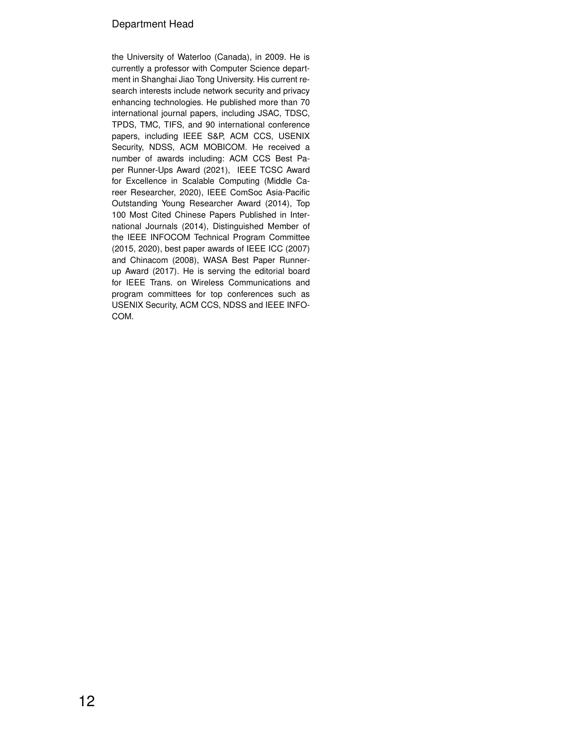the University of Waterloo (Canada), in 2009. He is currently a professor with Computer Science department in Shanghai Jiao Tong University. His current research interests include network security and privacy enhancing technologies. He published more than 70 international journal papers, including JSAC, TDSC, TPDS, TMC, TIFS, and 90 international conference papers, including IEEE S&P, ACM CCS, USENIX Security, NDSS, ACM MOBICOM. He received a number of awards including: ACM CCS Best Paper Runner-Ups Award (2021), IEEE TCSC Award for Excellence in Scalable Computing (Middle Career Researcher, 2020), IEEE ComSoc Asia-Pacific Outstanding Young Researcher Award (2014), Top 100 Most Cited Chinese Papers Published in International Journals (2014), Distinguished Member of the IEEE INFOCOM Technical Program Committee (2015, 2020), best paper awards of IEEE ICC (2007) and Chinacom (2008), WASA Best Paper Runner-up Award (2017). He is serving the editorial board for IEEE Trans. on Wireless Communications and program committees for top conferences such as USENIX Security, ACM CCS, NDSS and IEEE INFOCOM.